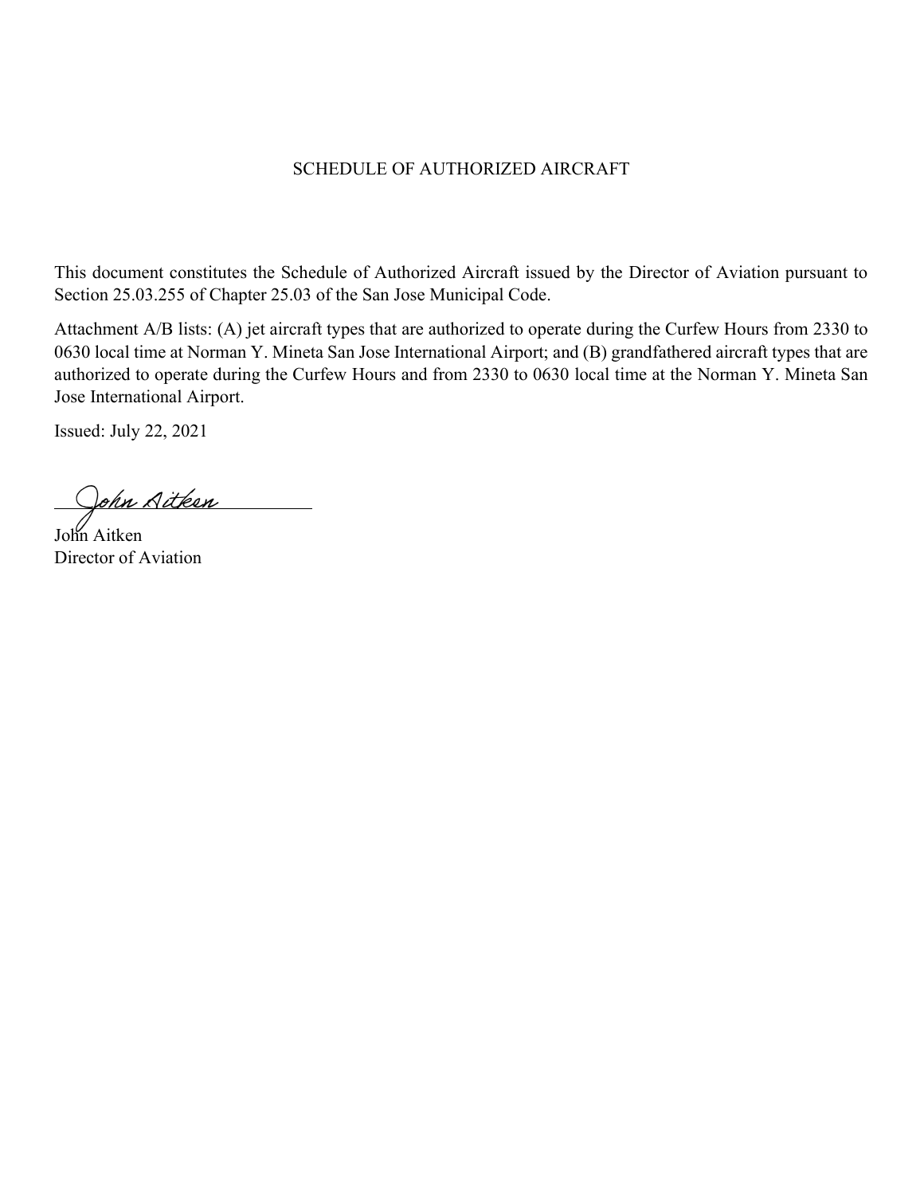# SCHEDULE OF AUTHORIZED AIRCRAFT

This document constitutes the Schedule of Authorized Aircraft issued by the Director of Aviation pursuant to Section 25.03.255 of Chapter 25.03 of the San Jose Municipal Code.

Attachment A/B lists: (A) jet aircraft types that are authorized to operate during the Curfew Hours from 2330 to 0630 local time at Norman Y. Mineta San Jose International Airport; and (B) grandfathered aircraft types that are authorized to operate during the Curfew Hours and from 2330 to 0630 local time at the Norman Y. Mineta San Jose International Airport.

Issued: July 22, 2021

John Aitken

John Aitken
Director of Aviation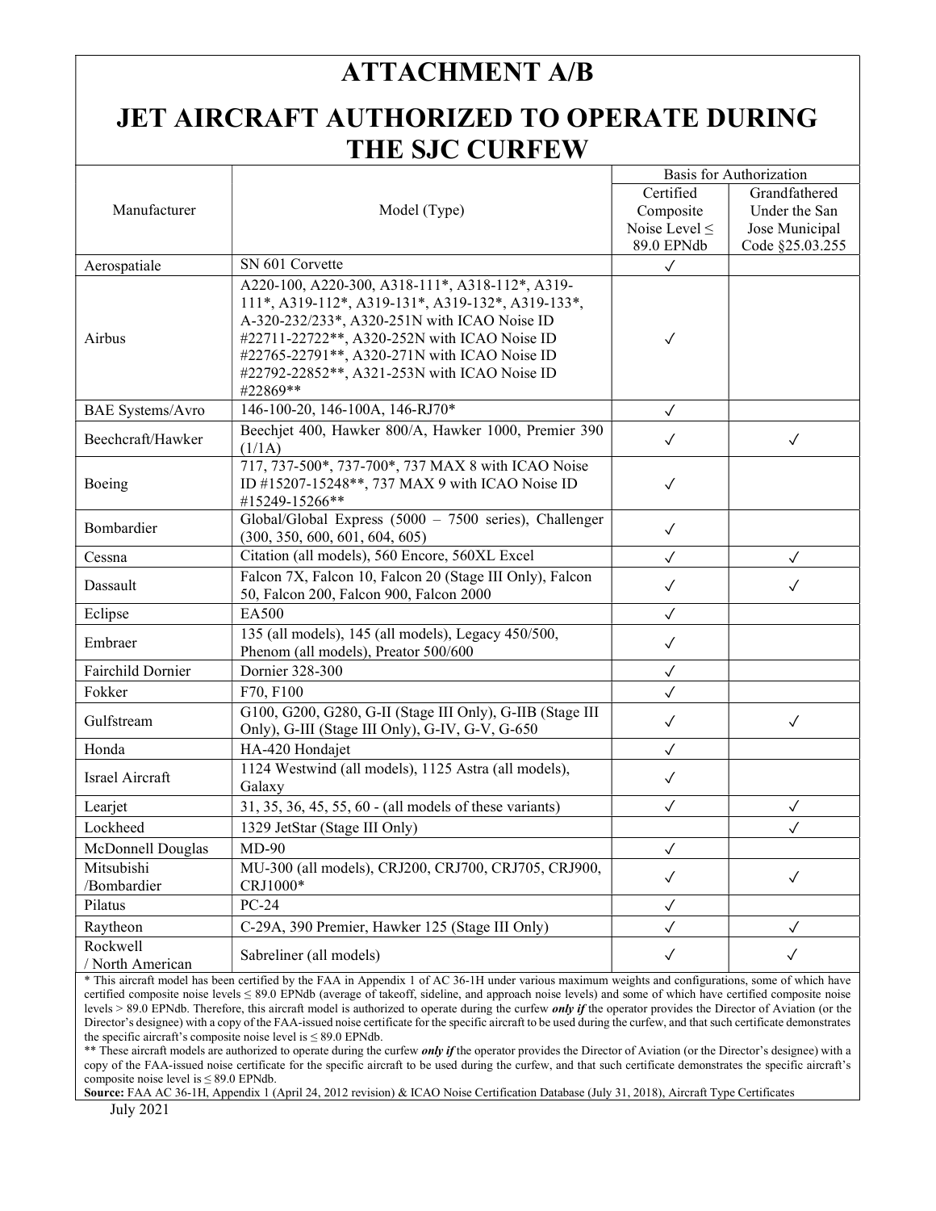# ATTACHMENT A/B

# JET AIRCRAFT AUTHORIZED TO OPERATE DURING THE SJC CURFEW

| Manufacturer | Model (Type) | Basis for Authorization | |
|---|---|---|---|
| | | Certified Composite Noise Level ≤ 89.0 EPNdb | Grandfathered Under the San Jose Municipal Code §25.03.255 |
| Aerospatiale | SN 601 Corvette | ✓ | |
| Airbus | A220-100, A220-300, A318-111*, A318-112*, A319-111*, A319-112*, A319-131*, A319-132*, A319-133*, A-320-232/233*, A320-251N with ICAO Noise ID #22711-22722**, A320-252N with ICAO Noise ID #22765-22791**, A320-271N with ICAO Noise ID #22792-22852**, A321-253N with ICAO Noise ID #22869** | ✓ | |
| BAE Systems/Avro | 146-100-20, 146-100A, 146-RJ70* | ✓ | |
| Beechcraft/Hawker | Beechjet 400, Hawker 800/A, Hawker 1000, Premier 390 (1/1A) | ✓ | ✓ |
| Boeing | 717, 737-500*, 737-700*, 737 MAX 8 with ICAO Noise ID #15207-15248**, 737 MAX 9 with ICAO Noise ID #15249-15266** | ✓ | |
| Bombardier | Global/Global Express (5000 – 7500 series), Challenger (300, 350, 600, 601, 604, 605) | ✓ | |
| Cessna | Citation (all models), 560 Encore, 560XL Excel | ✓ | ✓ |
| Dassault | Falcon 7X, Falcon 10, Falcon 20 (Stage III Only), Falcon 50, Falcon 200, Falcon 900, Falcon 2000 | ✓ | ✓ |
| Eclipse | EA500 | ✓ | |
| Embraer | 135 (all models), 145 (all models), Legacy 450/500, Phenom (all models), Preator 500/600 | ✓ | |
| Fairchild Dornier | Dornier 328-300 | ✓ | |
| Fokker | F70, F100 | ✓ | |
| Gulfstream | G100, G200, G280, G-II (Stage III Only), G-IIB (Stage III Only), G-III (Stage III Only), G-IV, G-V, G-650 | ✓ | ✓ |
| Honda | HA-420 Hondajet | ✓ | |
| Israel Aircraft | 1124 Westwind (all models), 1125 Astra (all models), Galaxy | ✓ | |
| Learjet | 31, 35, 36, 45, 55, 60 - (all models of these variants) | ✓ | ✓ |
| Lockheed | 1329 JetStar (Stage III Only) | | ✓ |
| McDonnell Douglas | MD-90 | ✓ | |
| Mitsubishi /Bombardier | MU-300 (all models), CRJ200, CRJ700, CRJ705, CRJ900, CRJ1000* | ✓ | ✓ |
| Pilatus | PC-24 | ✓ | |
| Raytheon | C-29A, 390 Premier, Hawker 125 (Stage III Only) | ✓ | ✓ |
| Rockwell / North American | Sabreliner (all models) | ✓ | ✓ |

\* This aircraft model has been certified by the FAA in Appendix 1 of AC 36-1H under various maximum weights and configurations, some of which have certified composite noise levels ≤ 89.0 EPNdb (average of takeoff, sideline, and approach noise levels) and some of which have certified composite noise levels > 89.0 EPNdb. Therefore, this aircraft model is authorized to operate during the curfew ***only if*** the operator provides the Director of Aviation (or the Director's designee) with a copy of the FAA-issued noise certificate for the specific aircraft to be used during the curfew, and that such certificate demonstrates the specific aircraft's composite noise level is ≤ 89.0 EPNdb.

** These aircraft models are authorized to operate during the curfew ***only if*** the operator provides the Director of Aviation (or the Director's designee) with a copy of the FAA-issued noise certificate for the specific aircraft to be used during the curfew, and that such certificate demonstrates the specific aircraft's composite noise level is ≤ 89.0 EPNdb.

**Source:** FAA AC 36-1H, Appendix 1 (April 24, 2012 revision) & ICAO Noise Certification Database (July 31, 2018), Aircraft Type Certificates

July 2021